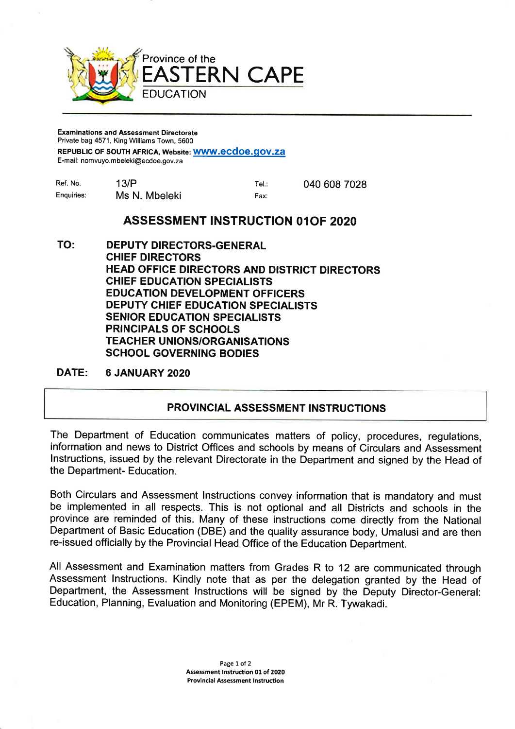Province of the
**EASTERN CAPE**
EDUCATION

---

**Examinations and Assessment Directorate**
Private bag 4571, King Williams Town, 5600
**REPUBLIC OF SOUTH AFRICA, Website: www.ecdoe.gov.za**
E-mail: nomvuyo.mbeleki@ecdoe.gov.za

| | | | |
|---|---|---|---|
| Ref. No. | 13/P | Tel.: | 040 608 7028 |
| Enquiries: | Ms N. Mbeleki | Fax: | |

## ASSESSMENT INSTRUCTION 01OF 2020

**TO:** **DEPUTY DIRECTORS-GENERAL**
**CHIEF DIRECTORS**
**HEAD OFFICE DIRECTORS AND DISTRICT DIRECTORS**
**CHIEF EDUCATION SPECIALISTS**
**EDUCATION DEVELOPMENT OFFICERS**
**DEPUTY CHIEF EDUCATION SPECIALISTS**
**SENIOR EDUCATION SPECIALISTS**
**PRINCIPALS OF SCHOOLS**
**TEACHER UNIONS/ORGANISATIONS**
**SCHOOL GOVERNING BODIES**

**DATE:** **6 JANUARY 2020**

### PROVINCIAL ASSESSMENT INSTRUCTIONS

The Department of Education communicates matters of policy, procedures, regulations, information and news to District Offices and schools by means of Circulars and Assessment Instructions, issued by the relevant Directorate in the Department and signed by the Head of the Department- Education.

Both Circulars and Assessment Instructions convey information that is mandatory and must be implemented in all respects. This is not optional and all Districts and schools in the province are reminded of this. Many of these instructions come directly from the National Department of Basic Education (DBE) and the quality assurance body, Umalusi and are then re-issued officially by the Provincial Head Office of the Education Department.

All Assessment and Examination matters from Grades R to 12 are communicated through Assessment Instructions. Kindly note that as per the delegation granted by the Head of Department, the Assessment Instructions will be signed by the Deputy Director-General: Education, Planning, Evaluation and Monitoring (EPEM), Mr R. Tywakadi.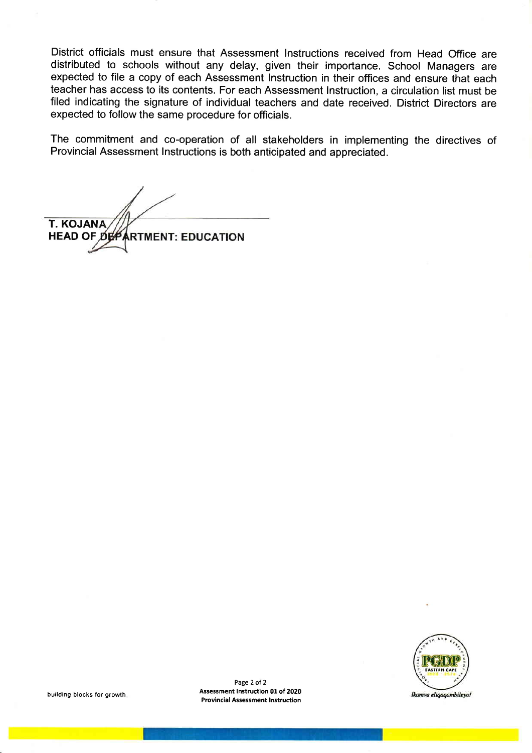District officials must ensure that Assessment Instructions received from Head Office are distributed to schools without any delay, given their importance. School Managers are expected to file a copy of each Assessment Instruction in their offices and ensure that each teacher has access to its contents. For each Assessment Instruction, a circulation list must be filed indicating the signature of individual teachers and date received. District Directors are expected to follow the same procedure for officials.

The commitment and co-operation of all stakeholders in implementing the directives of Provincial Assessment Instructions is both anticipated and appreciated.

**T. KOJANA**
**HEAD OF DEPARTMENT: EDUCATION**